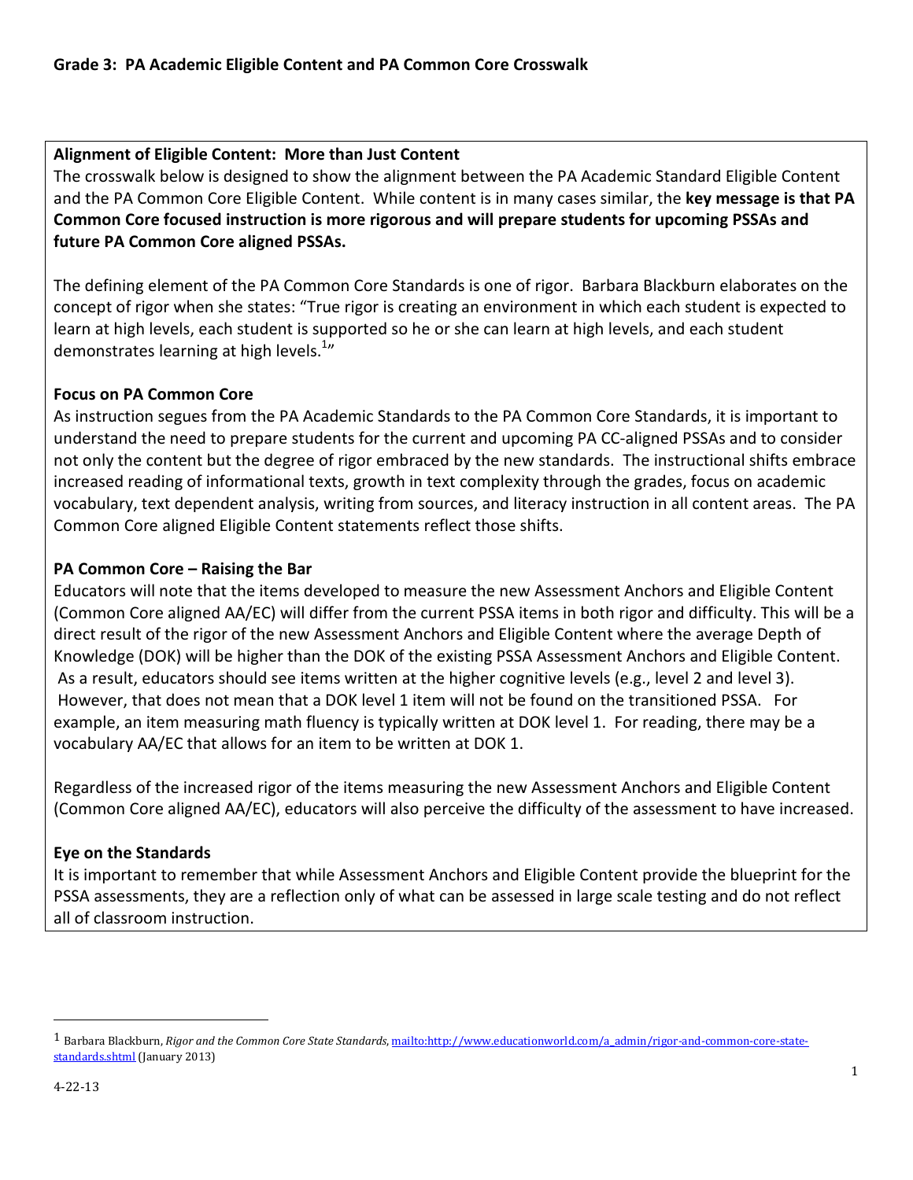# Grade 3: PA Academic Eligible Content and PA Common Core Crosswalk

**Alignment of Eligible Content: More than Just Content**

The crosswalk below is designed to show the alignment between the PA Academic Standard Eligible Content and the PA Common Core Eligible Content. While content is in many cases similar, the **key message is that PA Common Core focused instruction is more rigorous and will prepare students for upcoming PSSAs and future PA Common Core aligned PSSAs.**

The defining element of the PA Common Core Standards is one of rigor. Barbara Blackburn elaborates on the concept of rigor when she states: "True rigor is creating an environment in which each student is expected to learn at high levels, each student is supported so he or she can learn at high levels, and each student demonstrates learning at high levels.[1]"

**Focus on PA Common Core**

As instruction segues from the PA Academic Standards to the PA Common Core Standards, it is important to understand the need to prepare students for the current and upcoming PA CC-aligned PSSAs and to consider not only the content but the degree of rigor embraced by the new standards. The instructional shifts embrace increased reading of informational texts, growth in text complexity through the grades, focus on academic vocabulary, text dependent analysis, writing from sources, and literacy instruction in all content areas. The PA Common Core aligned Eligible Content statements reflect those shifts.

**PA Common Core – Raising the Bar**

Educators will note that the items developed to measure the new Assessment Anchors and Eligible Content (Common Core aligned AA/EC) will differ from the current PSSA items in both rigor and difficulty. This will be a direct result of the rigor of the new Assessment Anchors and Eligible Content where the average Depth of Knowledge (DOK) will be higher than the DOK of the existing PSSA Assessment Anchors and Eligible Content. As a result, educators should see items written at the higher cognitive levels (e.g., level 2 and level 3). However, that does not mean that a DOK level 1 item will not be found on the transitioned PSSA. For example, an item measuring math fluency is typically written at DOK level 1. For reading, there may be a vocabulary AA/EC that allows for an item to be written at DOK 1.

Regardless of the increased rigor of the items measuring the new Assessment Anchors and Eligible Content (Common Core aligned AA/EC), educators will also perceive the difficulty of the assessment to have increased.

**Eye on the Standards**

It is important to remember that while Assessment Anchors and Eligible Content provide the blueprint for the PSSA assessments, they are a reflection only of what can be assessed in large scale testing and do not reflect all of classroom instruction.

---

[1] Barbara Blackburn, *Rigor and the Common Core State Standards*, mailto:http://www.educationworld.com/a_admin/rigor-and-common-core-state-standards.shtml (January 2013)

4-22-13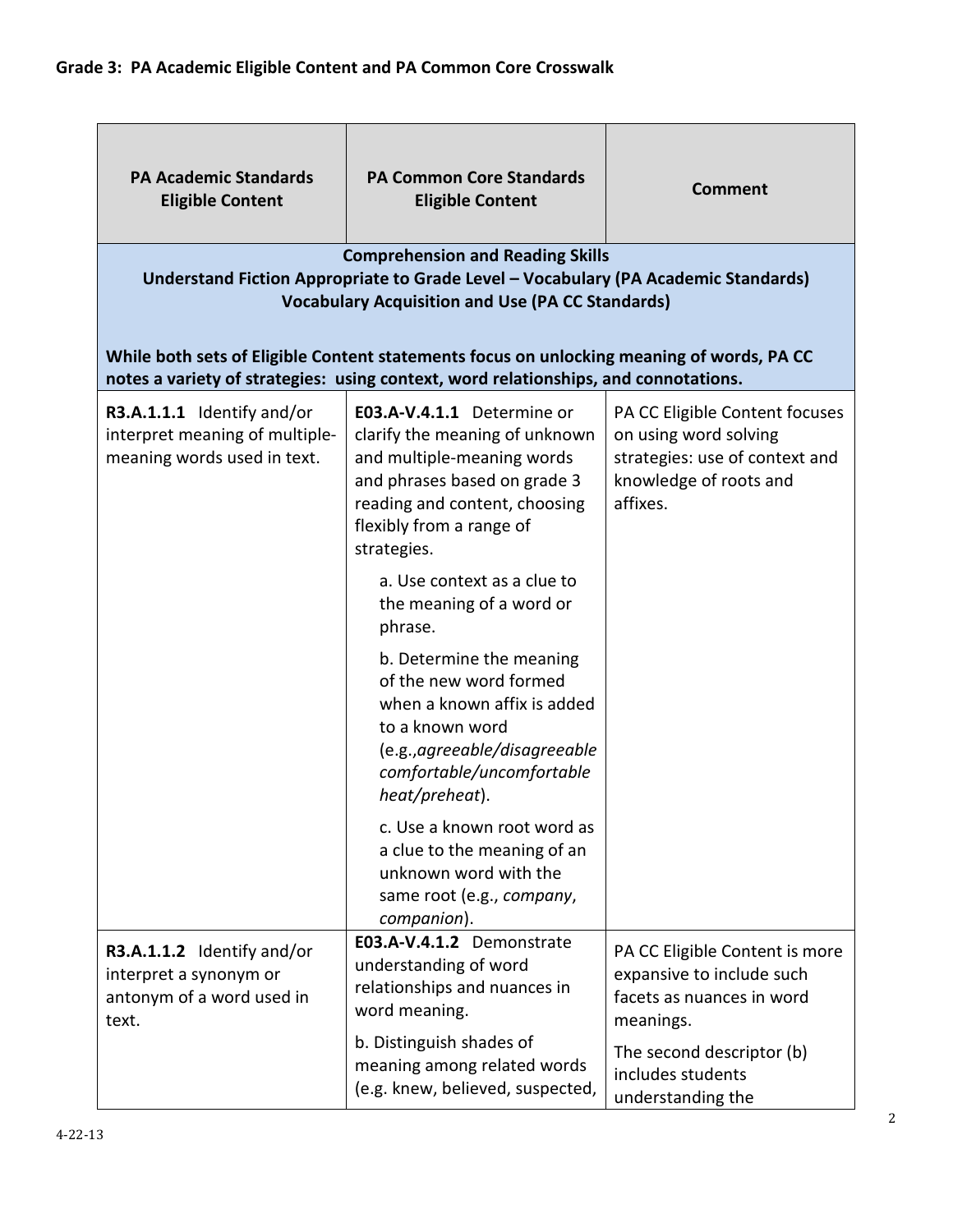## Grade 3: PA Academic Eligible Content and PA Common Core Crosswalk

| PA Academic Standards Eligible Content | PA Common Core Standards Eligible Content | Comment |
|---|---|---|
| **Comprehension and Reading Skills<br>Understand Fiction Appropriate to Grade Level – Vocabulary (PA Academic Standards)<br>Vocabulary Acquisition and Use (PA CC Standards)**<br><br>**While both sets of Eligible Content statements focus on unlocking meaning of words, PA CC notes a variety of strategies: using context, word relationships, and connotations.** | | |
| **R3.A.1.1.1** Identify and/or interpret meaning of multiple-meaning words used in text. | **E03.A-V.4.1.1** Determine or clarify the meaning of unknown and multiple-meaning words and phrases based on grade 3 reading and content, choosing flexibly from a range of strategies.<br><br>a. Use context as a clue to the meaning of a word or phrase.<br><br>b. Determine the meaning of the new word formed when a known affix is added to a known word (e.g.,*agreeable/disagreeable comfortable/uncomfortable heat/preheat*).<br><br>c. Use a known root word as a clue to the meaning of an unknown word with the same root (e.g., *company*, *companion*). | PA CC Eligible Content focuses on using word solving strategies: use of context and knowledge of roots and affixes. |
| **R3.A.1.1.2** Identify and/or interpret a synonym or antonym of a word used in text. | **E03.A-V.4.1.2** Demonstrate understanding of word relationships and nuances in word meaning.<br><br>b. Distinguish shades of meaning among related words (e.g. knew, believed, suspected, | PA CC Eligible Content is more expansive to include such facets as nuances in word meanings.<br><br>The second descriptor (b) includes students understanding the |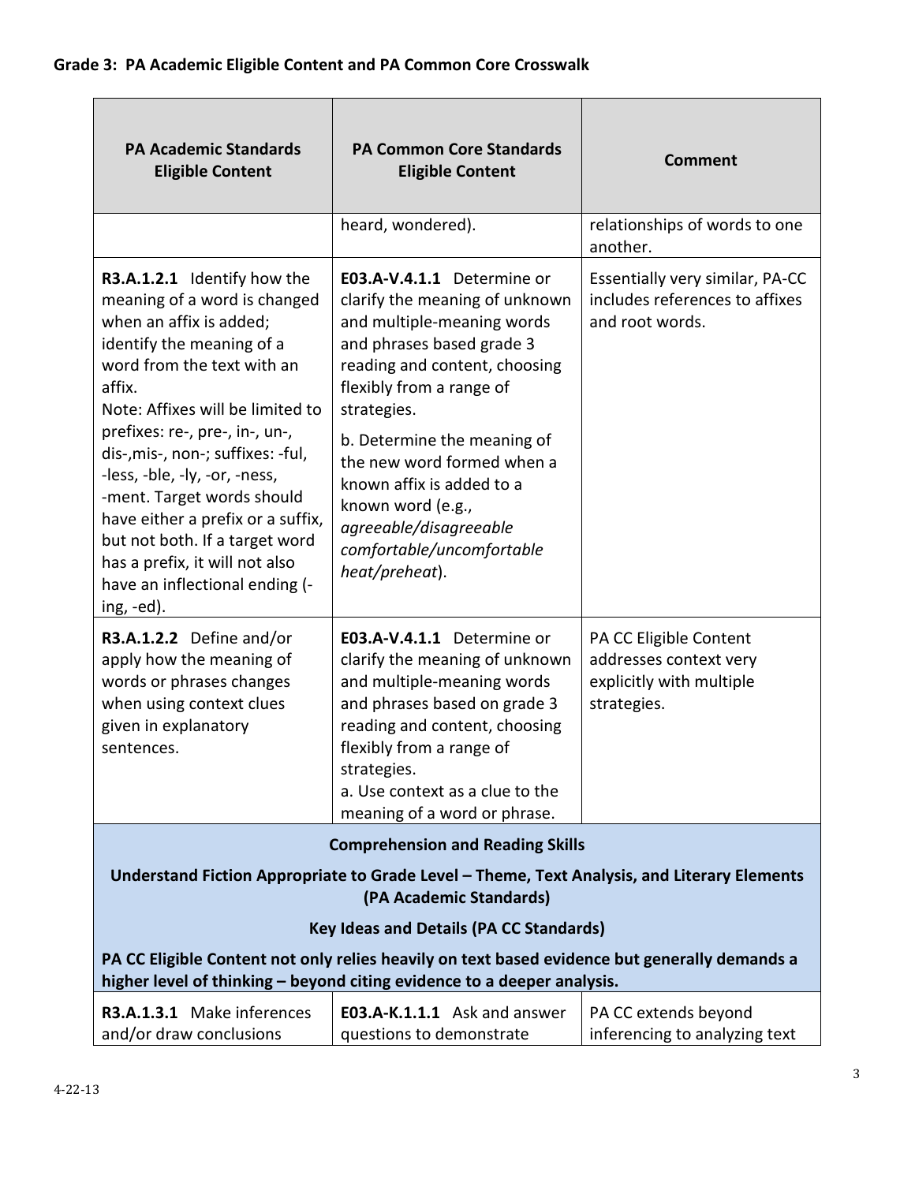## Grade 3: PA Academic Eligible Content and PA Common Core Crosswalk

| PA Academic Standards Eligible Content | PA Common Core Standards Eligible Content | Comment |
|---|---|---|
| | heard, wondered). | relationships of words to one another. |
| **R3.A.1.2.1** Identify how the meaning of a word is changed when an affix is added; identify the meaning of a word from the text with an affix.<br>Note: Affixes will be limited to prefixes: re-, pre-, in-, un-, dis-,mis-, non-; suffixes: -ful, -less, -ble, -ly, -or, -ness, -ment. Target words should have either a prefix or a suffix, but not both. If a target word has a prefix, it will not also have an inflectional ending (-ing, -ed). | **E03.A-V.4.1.1** Determine or clarify the meaning of unknown and multiple-meaning words and phrases based grade 3 reading and content, choosing flexibly from a range of strategies.<br>b. Determine the meaning of the new word formed when a known affix is added to a known word (e.g., *agreeable/disagreeable comfortable/uncomfortable heat/preheat*). | Essentially very similar, PA-CC includes references to affixes and root words. |
| **R3.A.1.2.2** Define and/or apply how the meaning of words or phrases changes when using context clues given in explanatory sentences. | **E03.A-V.4.1.1** Determine or clarify the meaning of unknown and multiple-meaning words and phrases based on grade 3 reading and content, choosing flexibly from a range of strategies.<br>a. Use context as a clue to the meaning of a word or phrase. | PA CC Eligible Content addresses context very explicitly with multiple strategies. |
| **Comprehension and Reading Skills**<br>**Understand Fiction Appropriate to Grade Level – Theme, Text Analysis, and Literary Elements (PA Academic Standards)**<br>**Key Ideas and Details (PA CC Standards)**<br>**PA CC Eligible Content not only relies heavily on text based evidence but generally demands a higher level of thinking – beyond citing evidence to a deeper analysis.** | | |
| **R3.A.1.3.1** Make inferences and/or draw conclusions | **E03.A-K.1.1.1** Ask and answer questions to demonstrate | PA CC extends beyond inferencing to analyzing text |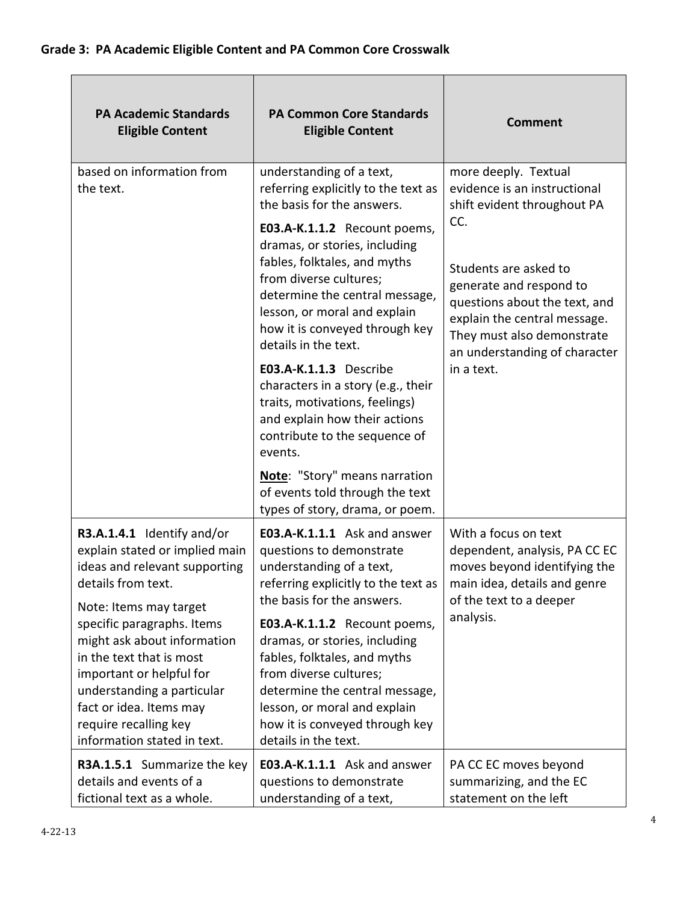## Grade 3: PA Academic Eligible Content and PA Common Core Crosswalk

| PA Academic Standards Eligible Content | PA Common Core Standards Eligible Content | Comment |
|---|---|---|
| based on information from the text. | understanding of a text, referring explicitly to the text as the basis for the answers.<br><br>**E03.A-K.1.1.2** Recount poems, dramas, or stories, including fables, folktales, and myths from diverse cultures; determine the central message, lesson, or moral and explain how it is conveyed through key details in the text.<br><br>**E03.A-K.1.1.3** Describe characters in a story (e.g., their traits, motivations, feelings) and explain how their actions contribute to the sequence of events.<br><br>__Note__: "Story" means narration of events told through the text types of story, drama, or poem. | more deeply. Textual evidence is an instructional shift evident throughout PA CC.<br><br>Students are asked to generate and respond to questions about the text, and explain the central message. They must also demonstrate an understanding of character in a text. |
| **R3.A.1.4.1** Identify and/or explain stated or implied main ideas and relevant supporting details from text.<br><br>Note: Items may target specific paragraphs. Items might ask about information in the text that is most important or helpful for understanding a particular fact or idea. Items may require recalling key information stated in text. | **E03.A-K.1.1.1** Ask and answer questions to demonstrate understanding of a text, referring explicitly to the text as the basis for the answers.<br><br>**E03.A-K.1.1.2** Recount poems, dramas, or stories, including fables, folktales, and myths from diverse cultures; determine the central message, lesson, or moral and explain how it is conveyed through key details in the text. | With a focus on text dependent, analysis, PA CC EC moves beyond identifying the main idea, details and genre of the text to a deeper analysis. |
| **R3A.1.5.1** Summarize the key details and events of a fictional text as a whole. | **E03.A-K.1.1.1** Ask and answer questions to demonstrate understanding of a text, | PA CC EC moves beyond summarizing, and the EC statement on the left |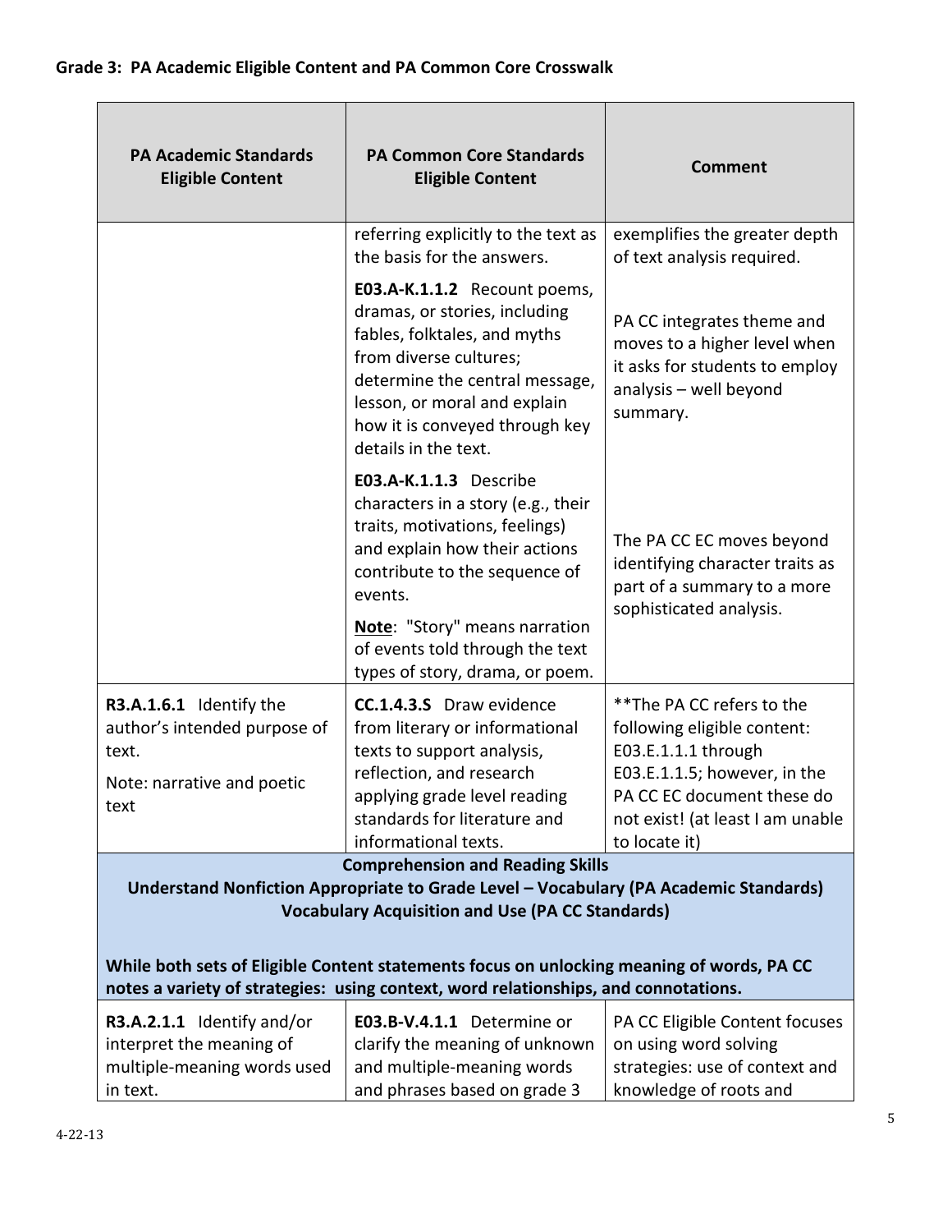## Grade 3: PA Academic Eligible Content and PA Common Core Crosswalk

| PA Academic Standards Eligible Content | PA Common Core Standards Eligible Content | Comment |
|---|---|---|
| | referring explicitly to the text as the basis for the answers. | exemplifies the greater depth of text analysis required. |
| | **E03.A-K.1.1.2** Recount poems, dramas, or stories, including fables, folktales, and myths from diverse cultures; determine the central message, lesson, or moral and explain how it is conveyed through key details in the text. | PA CC integrates theme and moves to a higher level when it asks for students to employ analysis – well beyond summary. |
| | **E03.A-K.1.1.3** Describe characters in a story (e.g., their traits, motivations, feelings) and explain how their actions contribute to the sequence of events.<br>**Note**: "Story" means narration of events told through the text types of story, drama, or poem. | The PA CC EC moves beyond identifying character traits as part of a summary to a more sophisticated analysis. |
| **R3.A.1.6.1** Identify the author's intended purpose of text.<br>Note: narrative and poetic text | **CC.1.4.3.S** Draw evidence from literary or informational texts to support analysis, reflection, and research applying grade level reading standards for literature and informational texts. | **The PA CC refers to the following eligible content: E03.E.1.1.1 through E03.E.1.1.5; however, in the PA CC EC document these do not exist! (at least I am unable to locate it) |
| **Comprehension and Reading Skills**<br>**Understand Nonfiction Appropriate to Grade Level – Vocabulary (PA Academic Standards)**<br>**Vocabulary Acquisition and Use (PA CC Standards)**<br><br>**While both sets of Eligible Content statements focus on unlocking meaning of words, PA CC notes a variety of strategies: using context, word relationships, and connotations.** | | |
| **R3.A.2.1.1** Identify and/or interpret the meaning of multiple-meaning words used in text. | **E03.B-V.4.1.1** Determine or clarify the meaning of unknown and multiple-meaning words and phrases based on grade 3 | PA CC Eligible Content focuses on using word solving strategies: use of context and knowledge of roots and |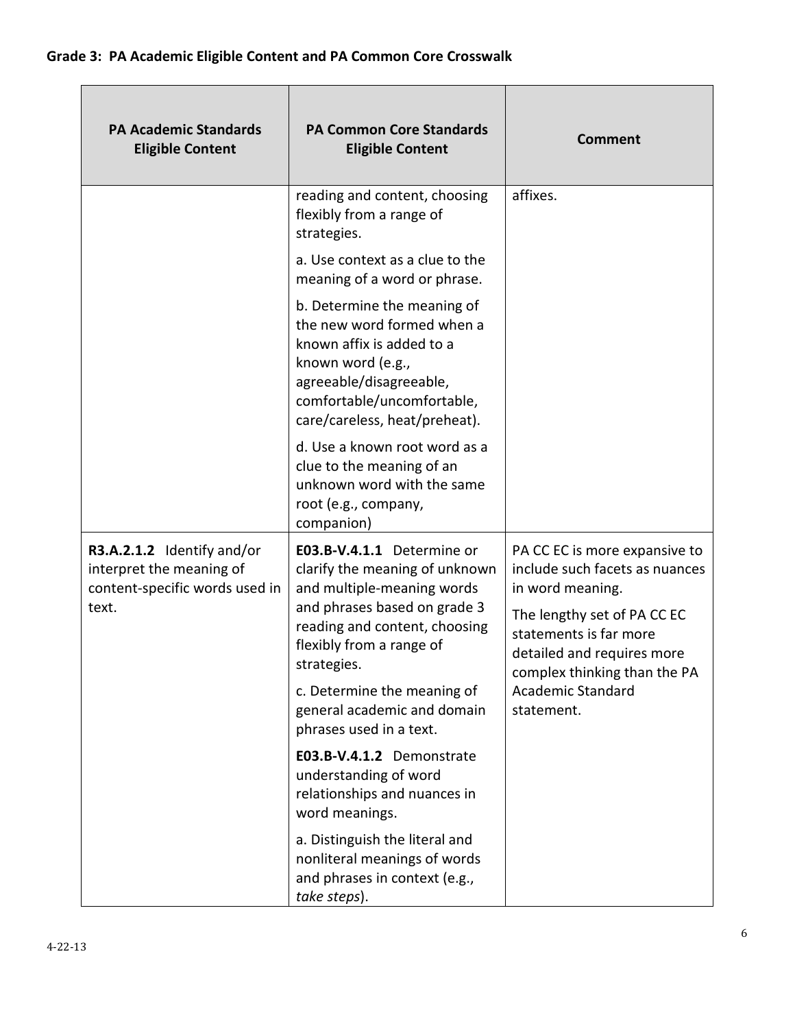**Grade 3: PA Academic Eligible Content and PA Common Core Crosswalk**

| PA Academic Standards Eligible Content | PA Common Core Standards Eligible Content | Comment |
|---|---|---|
| | reading and content, choosing flexibly from a range of strategies.<br><br>a. Use context as a clue to the meaning of a word or phrase.<br><br>b. Determine the meaning of the new word formed when a known affix is added to a known word (e.g., agreeable/disagreeable, comfortable/uncomfortable, care/careless, heat/preheat).<br><br>d. Use a known root word as a clue to the meaning of an unknown word with the same root (e.g., company, companion) | affixes. |
| **R3.A.2.1.2** Identify and/or interpret the meaning of content-specific words used in text. | **E03.B-V.4.1.1** Determine or clarify the meaning of unknown and multiple-meaning words and phrases based on grade 3 reading and content, choosing flexibly from a range of strategies.<br><br>c. Determine the meaning of general academic and domain phrases used in a text.<br><br>**E03.B-V.4.1.2** Demonstrate understanding of word relationships and nuances in word meanings.<br><br>a. Distinguish the literal and nonliteral meanings of words and phrases in context (e.g., *take steps*). | PA CC EC is more expansive to include such facets as nuances in word meaning.<br><br>The lengthy set of PA CC EC statements is far more detailed and requires more complex thinking than the PA Academic Standard statement. |

4-22-13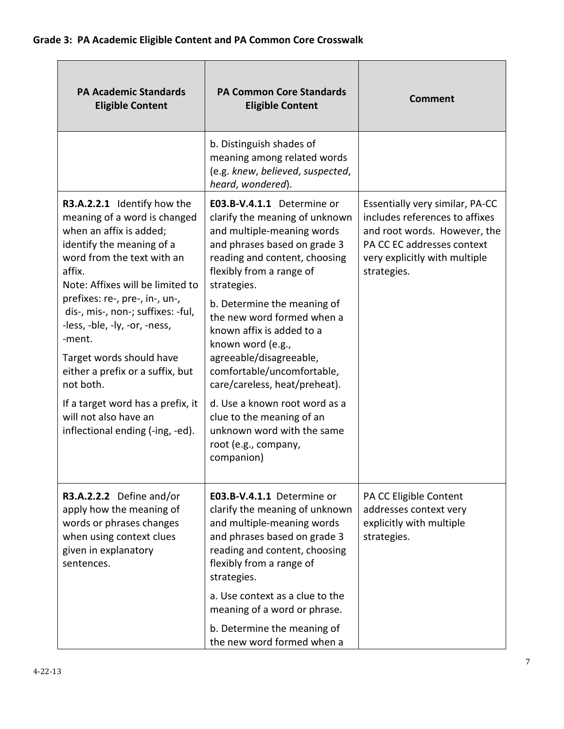**Grade 3: PA Academic Eligible Content and PA Common Core Crosswalk**

| PA Academic Standards Eligible Content | PA Common Core Standards Eligible Content | Comment |
|---|---|---|
| | b. Distinguish shades of meaning among related words (e.g. *knew*, *believed*, *suspected*, *heard*, *wondered*). | |
| **R3.A.2.2.1** Identify how the meaning of a word is changed when an affix is added; identify the meaning of a word from the text with an affix.<br>Note: Affixes will be limited to prefixes: re-, pre-, in-, un-, dis-, mis-, non-; suffixes: -ful, -less, -ble, -ly, -or, -ness, -ment.<br><br>Target words should have either a prefix or a suffix, but not both.<br><br>If a target word has a prefix, it will not also have an inflectional ending (-ing, -ed). | **E03.B-V.4.1.1** Determine or clarify the meaning of unknown and multiple-meaning words and phrases based on grade 3 reading and content, choosing flexibly from a range of strategies.<br><br>b. Determine the meaning of the new word formed when a known affix is added to a known word (e.g., agreeable/disagreeable, comfortable/uncomfortable, care/careless, heat/preheat).<br><br>d. Use a known root word as a clue to the meaning of an unknown word with the same root (e.g., company, companion) | Essentially very similar, PA-CC includes references to affixes and root words. However, the PA CC EC addresses context very explicitly with multiple strategies. |
| **R3.A.2.2.2** Define and/or apply how the meaning of words or phrases changes when using context clues given in explanatory sentences. | **E03.B-V.4.1.1** Determine or clarify the meaning of unknown and multiple-meaning words and phrases based on grade 3 reading and content, choosing flexibly from a range of strategies.<br><br>a. Use context as a clue to the meaning of a word or phrase.<br><br>b. Determine the meaning of the new word formed when a | PA CC Eligible Content addresses context very explicitly with multiple strategies. |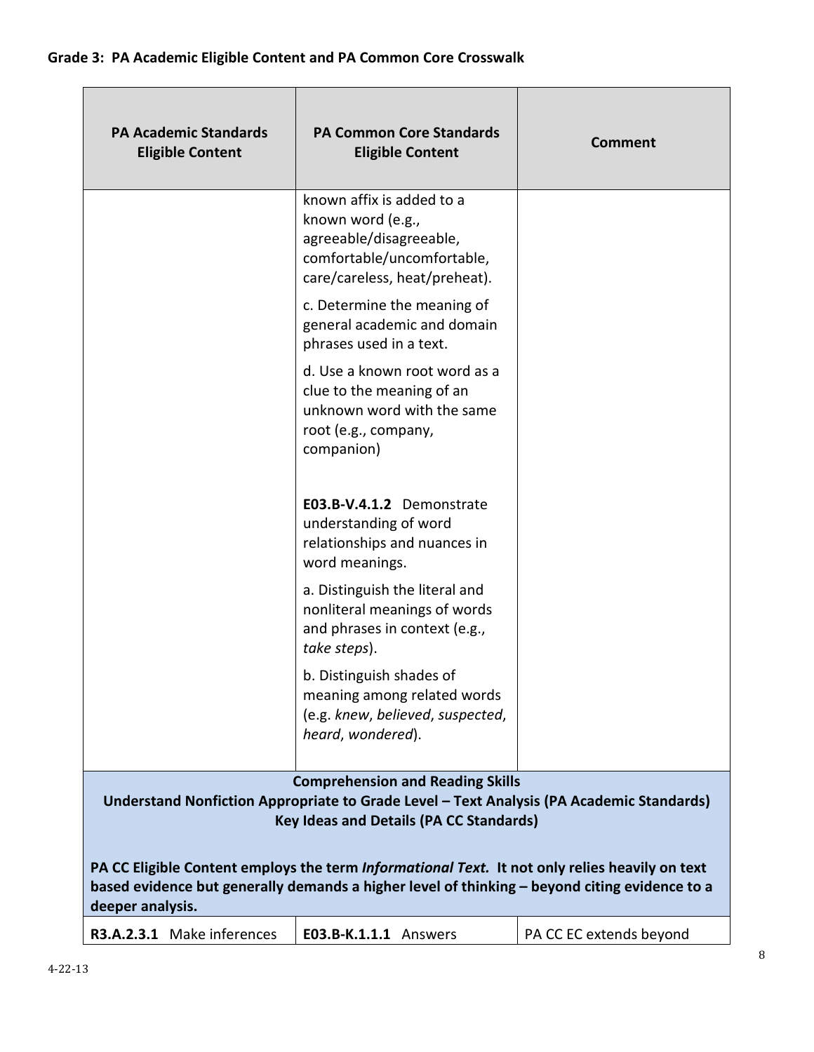## Grade 3: PA Academic Eligible Content and PA Common Core Crosswalk

| PA Academic Standards Eligible Content | PA Common Core Standards Eligible Content | Comment |
|---|---|---|
| | known affix is added to a known word (e.g., agreeable/disagreeable, comfortable/uncomfortable, care/careless, heat/preheat).<br><br>c. Determine the meaning of general academic and domain phrases used in a text.<br><br>d. Use a known root word as a clue to the meaning of an unknown word with the same root (e.g., company, companion)<br><br>**E03.B-V.4.1.2** Demonstrate understanding of word relationships and nuances in word meanings.<br><br>a. Distinguish the literal and nonliteral meanings of words and phrases in context (e.g., *take steps*).<br><br>b. Distinguish shades of meaning among related words (e.g. *knew*, *believed*, *suspected*, *heard*, *wondered*). | |
| **Comprehension and Reading Skills**<br>**Understand Nonfiction Appropriate to Grade Level – Text Analysis (PA Academic Standards)**<br>**Key Ideas and Details (PA CC Standards)**<br><br>**PA CC Eligible Content employs the term *Informational Text.* It not only relies heavily on text based evidence but generally demands a higher level of thinking – beyond citing evidence to a deeper analysis.** | | |
| **R3.A.2.3.1** Make inferences | **E03.B-K.1.1.1** Answers | PA CC EC extends beyond |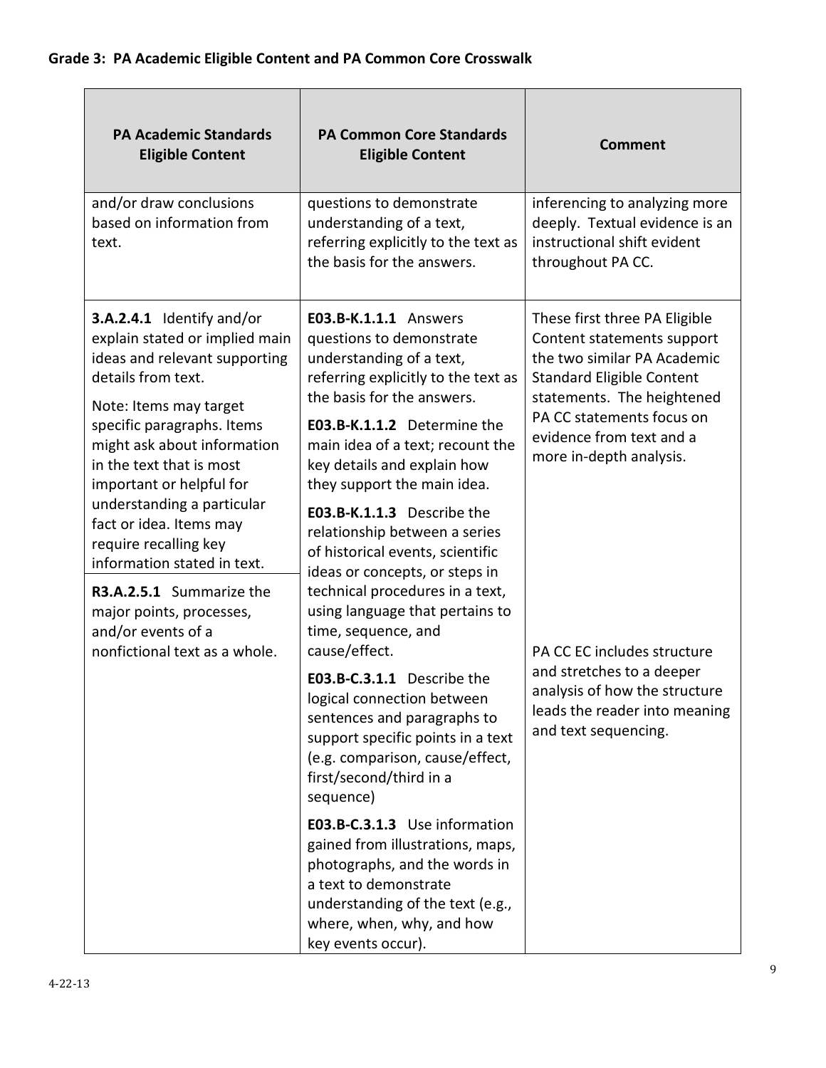**Grade 3: PA Academic Eligible Content and PA Common Core Crosswalk**

| PA Academic Standards Eligible Content | PA Common Core Standards Eligible Content | Comment |
|---|---|---|
| and/or draw conclusions based on information from text. | questions to demonstrate understanding of a text, referring explicitly to the text as the basis for the answers. | inferencing to analyzing more deeply. Textual evidence is an instructional shift evident throughout PA CC. |
| **3.A.2.4.1** Identify and/or explain stated or implied main ideas and relevant supporting details from text.<br><br>Note: Items may target specific paragraphs. Items might ask about information in the text that is most important or helpful for understanding a particular fact or idea. Items may require recalling key information stated in text.<br><br>**R3.A.2.5.1** Summarize the major points, processes, and/or events of a nonfictional text as a whole. | **E03.B-K.1.1.1** Answers questions to demonstrate understanding of a text, referring explicitly to the text as the basis for the answers.<br><br>**E03.B-K.1.1.2** Determine the main idea of a text; recount the key details and explain how they support the main idea.<br><br>**E03.B-K.1.1.3** Describe the relationship between a series of historical events, scientific ideas or concepts, or steps in technical procedures in a text, using language that pertains to time, sequence, and cause/effect.<br><br>**E03.B-C.3.1.1** Describe the logical connection between sentences and paragraphs to support specific points in a text (e.g. comparison, cause/effect, first/second/third in a sequence)<br><br>**E03.B-C.3.1.3** Use information gained from illustrations, maps, photographs, and the words in a text to demonstrate understanding of the text (e.g., where, when, why, and how key events occur). | These first three PA Eligible Content statements support the two similar PA Academic Standard Eligible Content statements. The heightened PA CC statements focus on evidence from text and a more in-depth analysis.<br><br>PA CC EC includes structure and stretches to a deeper analysis of how the structure leads the reader into meaning and text sequencing. |

4-22-13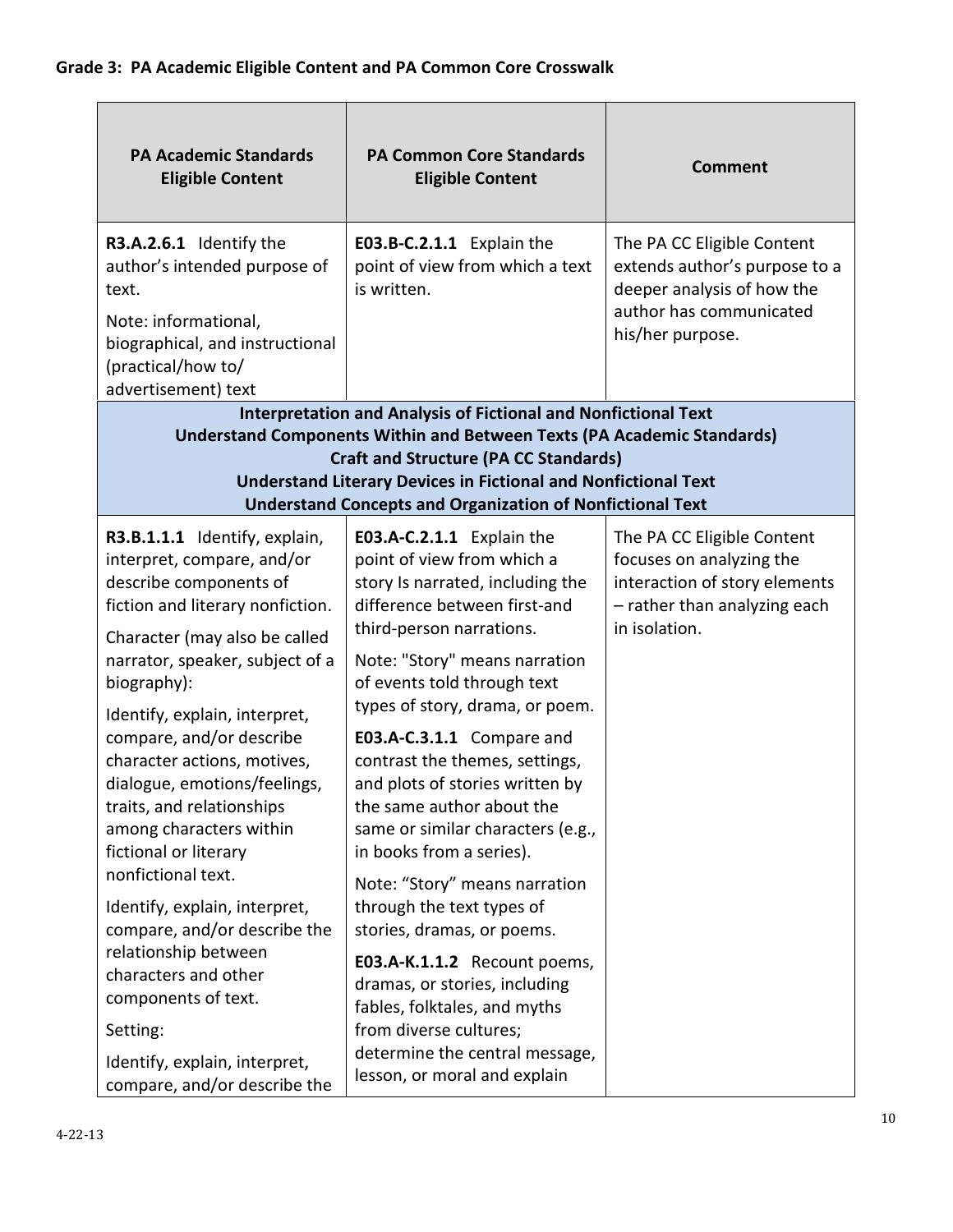## Grade 3: PA Academic Eligible Content and PA Common Core Crosswalk

| PA Academic Standards Eligible Content | PA Common Core Standards Eligible Content | Comment |
|---|---|---|
| **R3.A.2.6.1** Identify the author's intended purpose of text.<br><br>Note: informational, biographical, and instructional (practical/how to/ advertisement) text | **E03.B-C.2.1.1** Explain the point of view from which a text is written. | The PA CC Eligible Content extends author's purpose to a deeper analysis of how the author has communicated his/her purpose. |
| **Interpretation and Analysis of Fictional and Nonfictional Text**<br>**Understand Components Within and Between Texts (PA Academic Standards)**<br>**Craft and Structure (PA CC Standards)**<br>**Understand Literary Devices in Fictional and Nonfictional Text**<br>**Understand Concepts and Organization of Nonfictional Text** | | |
| **R3.B.1.1.1** Identify, explain, interpret, compare, and/or describe components of fiction and literary nonfiction.<br><br>Character (may also be called narrator, speaker, subject of a biography):<br><br>Identify, explain, interpret, compare, and/or describe character actions, motives, dialogue, emotions/feelings, traits, and relationships among characters within fictional or literary nonfictional text.<br><br>Identify, explain, interpret, compare, and/or describe the relationship between characters and other components of text.<br><br>Setting:<br><br>Identify, explain, interpret, compare, and/or describe the | **E03.A-C.2.1.1** Explain the point of view from which a story Is narrated, including the difference between first-and third-person narrations.<br><br>Note: "Story" means narration of events told through text types of story, drama, or poem.<br><br>**E03.A-C.3.1.1** Compare and contrast the themes, settings, and plots of stories written by the same author about the same or similar characters (e.g., in books from a series).<br><br>Note: "Story" means narration through the text types of stories, dramas, or poems.<br><br>**E03.A-K.1.1.2** Recount poems, dramas, or stories, including fables, folktales, and myths from diverse cultures; determine the central message, lesson, or moral and explain | The PA CC Eligible Content focuses on analyzing the interaction of story elements – rather than analyzing each in isolation. |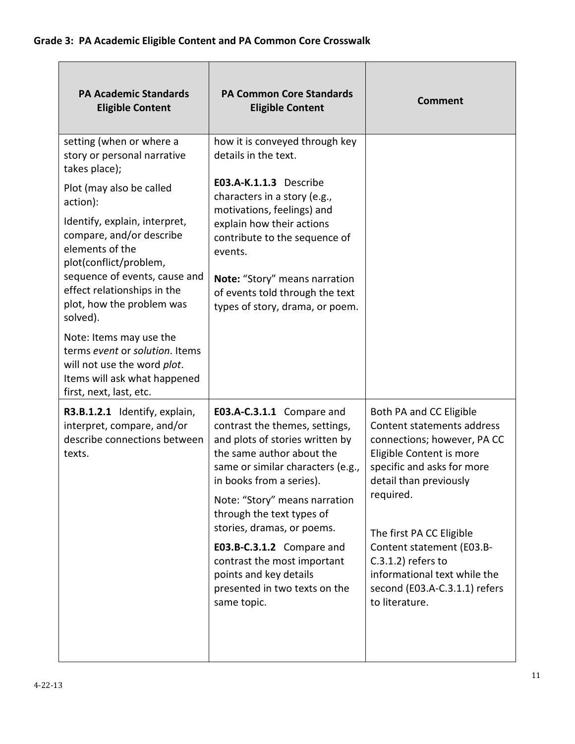## Grade 3: PA Academic Eligible Content and PA Common Core Crosswalk

| PA Academic Standards Eligible Content | PA Common Core Standards Eligible Content | Comment |
|---|---|---|
| setting (when or where a story or personal narrative takes place);<br><br>Plot (may also be called action):<br><br>Identify, explain, interpret, compare, and/or describe elements of the plot(conflict/problem, sequence of events, cause and effect relationships in the plot, how the problem was solved).<br><br>Note: Items may use the terms *event* or *solution*. Items will not use the word *plot*. Items will ask what happened first, next, last, etc. | how it is conveyed through key details in the text.<br><br>**E03.A-K.1.1.3** Describe characters in a story (e.g., motivations, feelings) and explain how their actions contribute to the sequence of events.<br><br>**Note:** "Story" means narration of events told through the text types of story, drama, or poem. | |
| **R3.B.1.2.1** Identify, explain, interpret, compare, and/or describe connections between texts. | **E03.A-C.3.1.1** Compare and contrast the themes, settings, and plots of stories written by the same author about the same or similar characters (e.g., in books from a series).<br><br>Note: "Story" means narration through the text types of stories, dramas, or poems.<br><br>**E03.B-C.3.1.2** Compare and contrast the most important points and key details presented in two texts on the same topic. | Both PA and CC Eligible Content statements address connections; however, PA CC Eligible Content is more specific and asks for more detail than previously required.<br><br>The first PA CC Eligible Content statement (E03.B-C.3.1.2) refers to informational text while the second (E03.A-C.3.1.1) refers to literature. |

4-22-13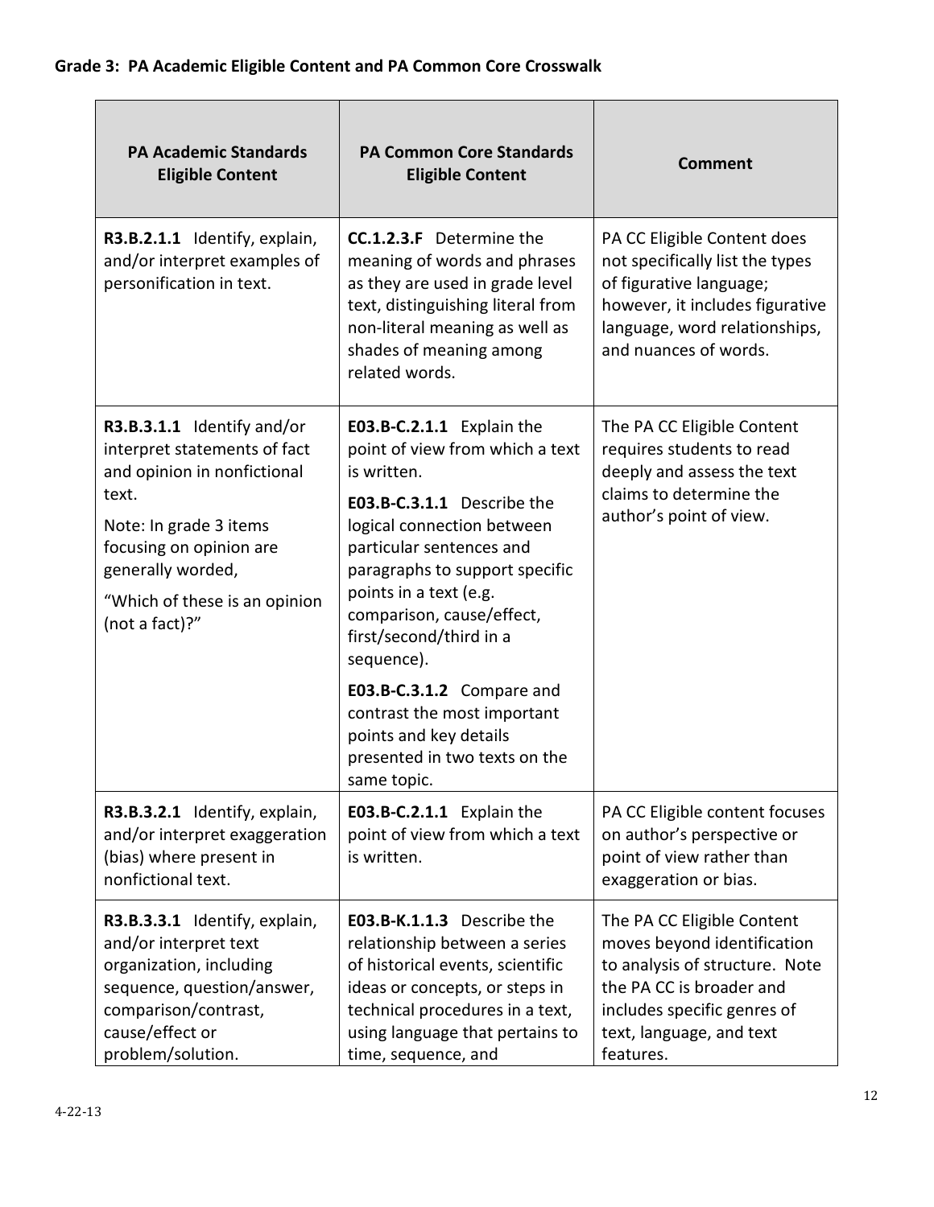**Grade 3: PA Academic Eligible Content and PA Common Core Crosswalk**

| PA Academic Standards Eligible Content | PA Common Core Standards Eligible Content | Comment |
|---|---|---|
| **R3.B.2.1.1** Identify, explain, and/or interpret examples of personification in text. | **CC.1.2.3.F** Determine the meaning of words and phrases as they are used in grade level text, distinguishing literal from non-literal meaning as well as shades of meaning among related words. | PA CC Eligible Content does not specifically list the types of figurative language; however, it includes figurative language, word relationships, and nuances of words. |
| **R3.B.3.1.1** Identify and/or interpret statements of fact and opinion in nonfictional text.<br><br>Note: In grade 3 items focusing on opinion are generally worded,<br><br>"Which of these is an opinion (not a fact)?" | **E03.B-C.2.1.1** Explain the point of view from which a text is written.<br><br>**E03.B-C.3.1.1** Describe the logical connection between particular sentences and paragraphs to support specific points in a text (e.g. comparison, cause/effect, first/second/third in a sequence).<br><br>**E03.B-C.3.1.2** Compare and contrast the most important points and key details presented in two texts on the same topic. | The PA CC Eligible Content requires students to read deeply and assess the text claims to determine the author's point of view. |
| **R3.B.3.2.1** Identify, explain, and/or interpret exaggeration (bias) where present in nonfictional text. | **E03.B-C.2.1.1** Explain the point of view from which a text is written. | PA CC Eligible content focuses on author's perspective or point of view rather than exaggeration or bias. |
| **R3.B.3.3.1** Identify, explain, and/or interpret text organization, including sequence, question/answer, comparison/contrast, cause/effect or problem/solution. | **E03.B-K.1.1.3** Describe the relationship between a series of historical events, scientific ideas or concepts, or steps in technical procedures in a text, using language that pertains to time, sequence, and | The PA CC Eligible Content moves beyond identification to analysis of structure. Note the PA CC is broader and includes specific genres of text, language, and text features. |

4-22-13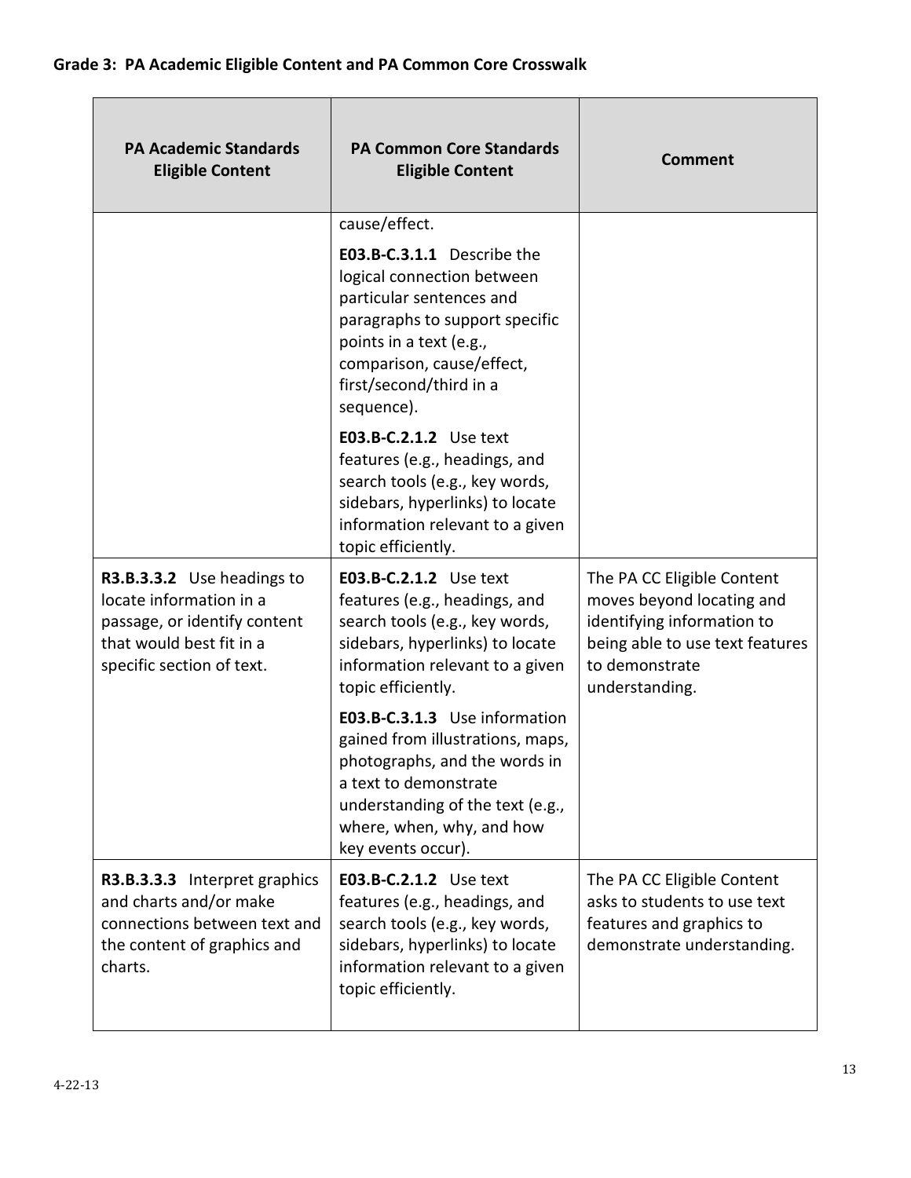**Grade 3: PA Academic Eligible Content and PA Common Core Crosswalk**

| PA Academic Standards Eligible Content | PA Common Core Standards Eligible Content | Comment |
|---|---|---|
| | cause/effect.<br><br>**E03.B-C.3.1.1** Describe the logical connection between particular sentences and paragraphs to support specific points in a text (e.g., comparison, cause/effect, first/second/third in a sequence).<br><br>**E03.B-C.2.1.2** Use text features (e.g., headings, and search tools (e.g., key words, sidebars, hyperlinks) to locate information relevant to a given topic efficiently. | |
| **R3.B.3.3.2** Use headings to locate information in a passage, or identify content that would best fit in a specific section of text. | **E03.B-C.2.1.2** Use text features (e.g., headings, and search tools (e.g., key words, sidebars, hyperlinks) to locate information relevant to a given topic efficiently.<br><br>**E03.B-C.3.1.3** Use information gained from illustrations, maps, photographs, and the words in a text to demonstrate understanding of the text (e.g., where, when, why, and how key events occur). | The PA CC Eligible Content moves beyond locating and identifying information to being able to use text features to demonstrate understanding. |
| **R3.B.3.3.3** Interpret graphics and charts and/or make connections between text and the content of graphics and charts. | **E03.B-C.2.1.2** Use text features (e.g., headings, and search tools (e.g., key words, sidebars, hyperlinks) to locate information relevant to a given topic efficiently. | The PA CC Eligible Content asks to students to use text features and graphics to demonstrate understanding. |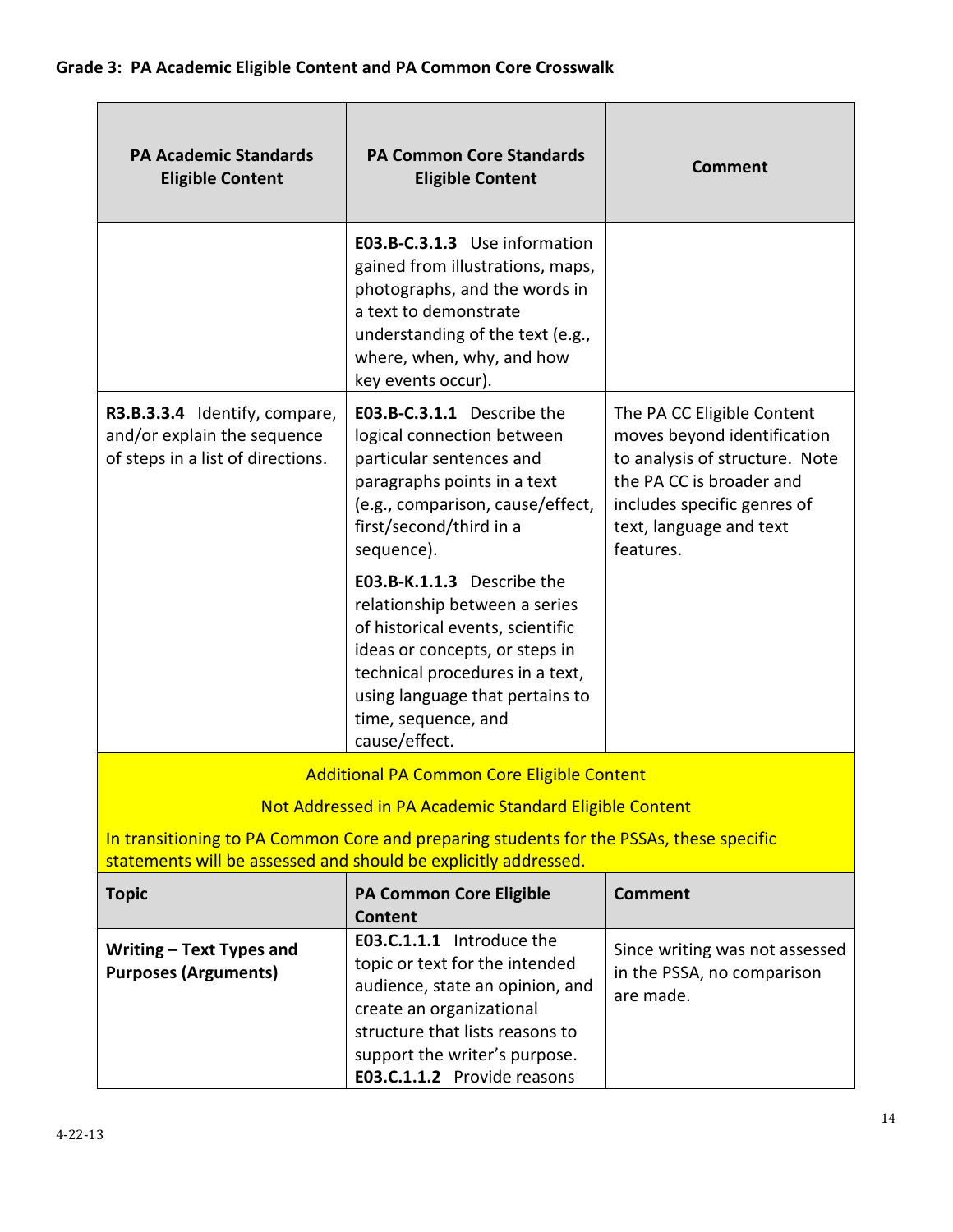**Grade 3: PA Academic Eligible Content and PA Common Core Crosswalk**

| PA Academic Standards Eligible Content | PA Common Core Standards Eligible Content | Comment |
|---|---|---|
| | **E03.B-C.3.1.3** Use information gained from illustrations, maps, photographs, and the words in a text to demonstrate understanding of the text (e.g., where, when, why, and how key events occur). | |
| **R3.B.3.3.4** Identify, compare, and/or explain the sequence of steps in a list of directions. | **E03.B-C.3.1.1** Describe the logical connection between particular sentences and paragraphs points in a text (e.g., comparison, cause/effect, first/second/third in a sequence).<br><br>**E03.B-K.1.1.3** Describe the relationship between a series of historical events, scientific ideas or concepts, or steps in technical procedures in a text, using language that pertains to time, sequence, and cause/effect. | The PA CC Eligible Content moves beyond identification to analysis of structure. Note the PA CC is broader and includes specific genres of text, language and text features. |

Additional PA Common Core Eligible Content

Not Addressed in PA Academic Standard Eligible Content

In transitioning to PA Common Core and preparing students for the PSSAs, these specific statements will be assessed and should be explicitly addressed.

| Topic | PA Common Core Eligible Content | Comment |
|---|---|---|
| **Writing – Text Types and Purposes (Arguments)** | **E03.C.1.1.1** Introduce the topic or text for the intended audience, state an opinion, and create an organizational structure that lists reasons to support the writer's purpose.<br>**E03.C.1.1.2** Provide reasons | Since writing was not assessed in the PSSA, no comparison are made. |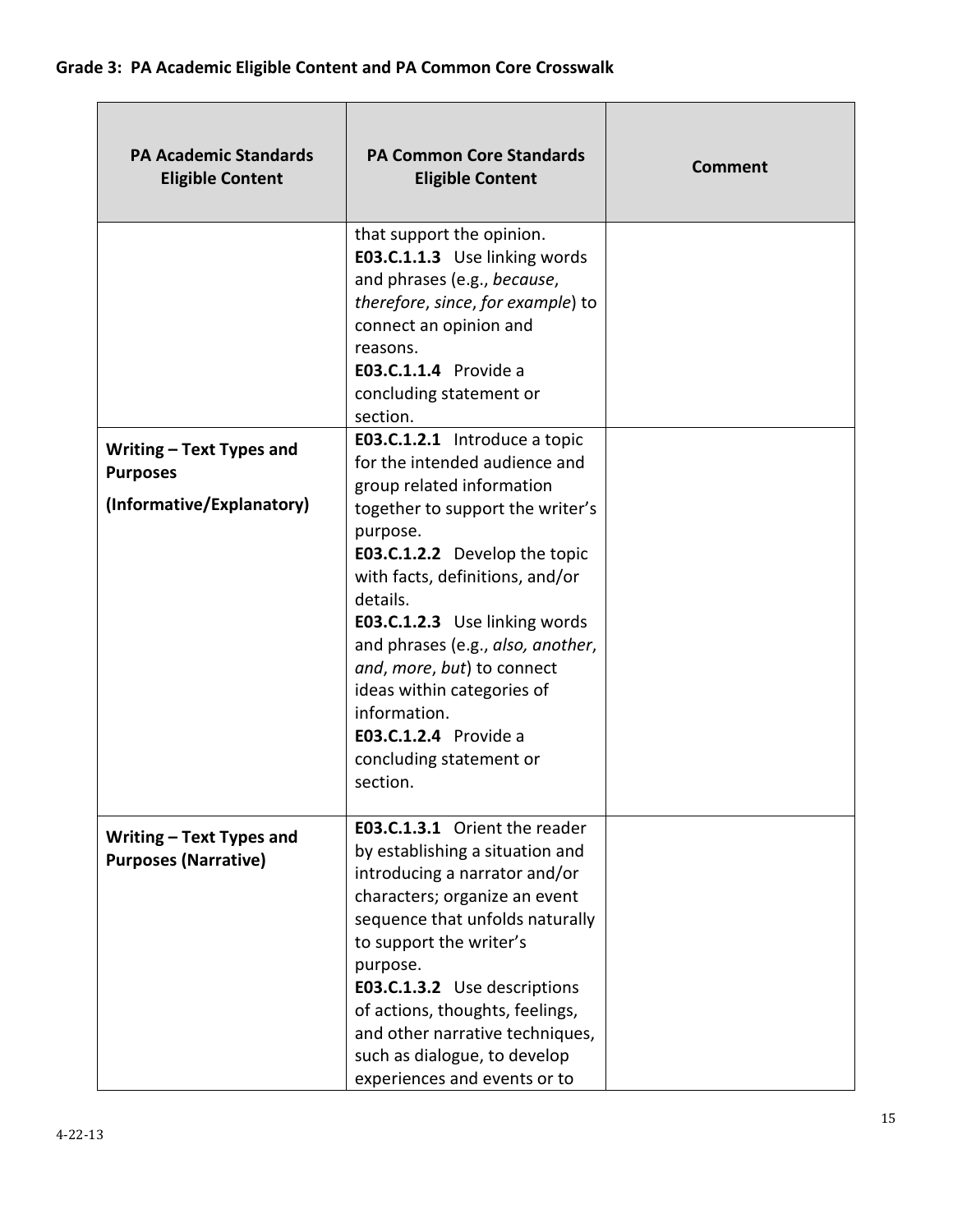**Grade 3: PA Academic Eligible Content and PA Common Core Crosswalk**

| PA Academic Standards Eligible Content | PA Common Core Standards Eligible Content | Comment |
|---|---|---|
| | that support the opinion.<br>**E03.C.1.1.3** Use linking words and phrases (e.g., *because*, *therefore*, *since*, *for example*) to connect an opinion and reasons.<br>**E03.C.1.1.4** Provide a concluding statement or section. | |
| **Writing – Text Types and Purposes**<br>**(Informative/Explanatory)** | **E03.C.1.2.1** Introduce a topic for the intended audience and group related information together to support the writer's purpose.<br>**E03.C.1.2.2** Develop the topic with facts, definitions, and/or details.<br>**E03.C.1.2.3** Use linking words and phrases (e.g., *also, another*, *and*, *more*, *but*) to connect ideas within categories of information.<br>**E03.C.1.2.4** Provide a concluding statement or section. | |
| **Writing – Text Types and Purposes (Narrative)** | **E03.C.1.3.1** Orient the reader by establishing a situation and introducing a narrator and/or characters; organize an event sequence that unfolds naturally to support the writer's purpose.<br>**E03.C.1.3.2** Use descriptions of actions, thoughts, feelings, and other narrative techniques, such as dialogue, to develop experiences and events or to | |

4-22-13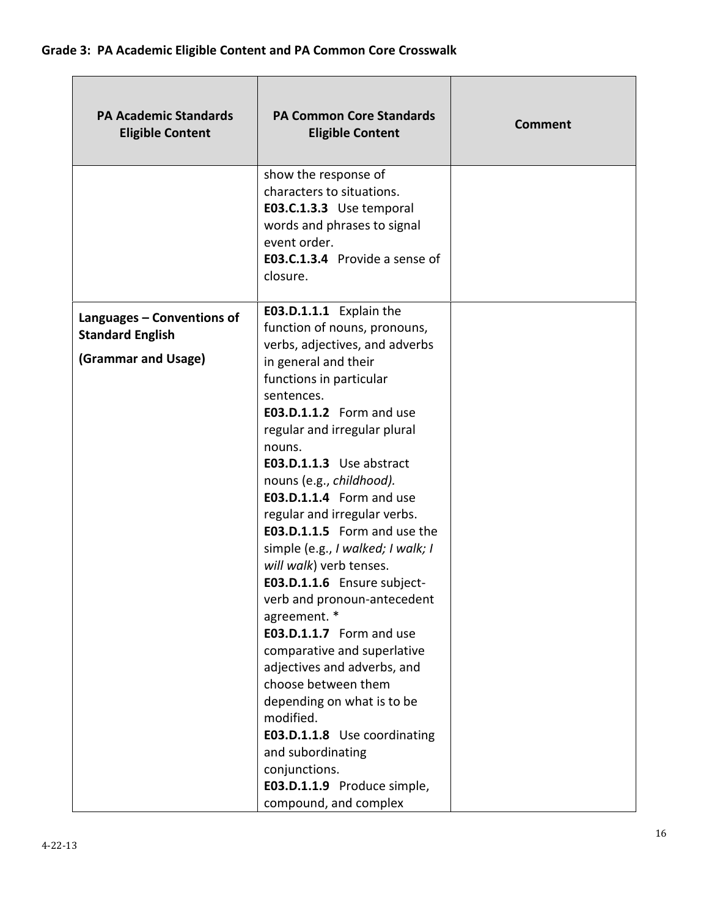**Grade 3: PA Academic Eligible Content and PA Common Core Crosswalk**

| PA Academic Standards Eligible Content | PA Common Core Standards Eligible Content | Comment |
|---|---|---|
| | show the response of characters to situations.<br>**E03.C.1.3.3** Use temporal words and phrases to signal event order.<br>**E03.C.1.3.4** Provide a sense of closure. | |
| **Languages – Conventions of Standard English**<br>**(Grammar and Usage)** | **E03.D.1.1.1** Explain the function of nouns, pronouns, verbs, adjectives, and adverbs in general and their functions in particular sentences.<br>**E03.D.1.1.2** Form and use regular and irregular plural nouns.<br>**E03.D.1.1.3** Use abstract nouns (e.g., *childhood).*<br>**E03.D.1.1.4** Form and use regular and irregular verbs.<br>**E03.D.1.1.5** Form and use the simple (e.g., *I walked; I walk; I will walk*) verb tenses.<br>**E03.D.1.1.6** Ensure subject-verb and pronoun-antecedent agreement. *<br>**E03.D.1.1.7** Form and use comparative and superlative adjectives and adverbs, and choose between them depending on what is to be modified.<br>**E03.D.1.1.8** Use coordinating and subordinating conjunctions.<br>**E03.D.1.1.9** Produce simple, compound, and complex | |

4-22-13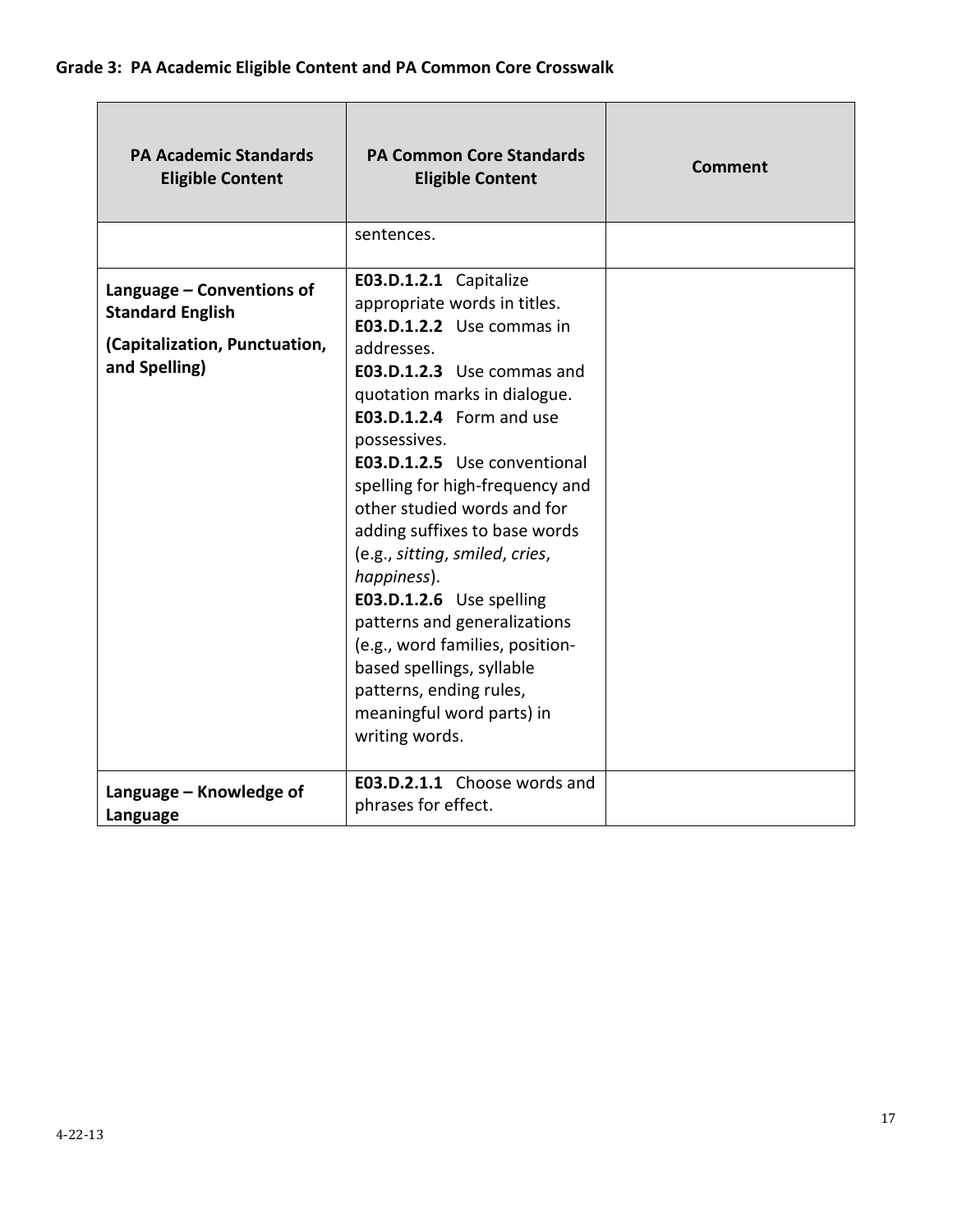**Grade 3: PA Academic Eligible Content and PA Common Core Crosswalk**

| PA Academic Standards Eligible Content | PA Common Core Standards Eligible Content | Comment |
|---|---|---|
| | sentences. | |
| **Language – Conventions of Standard English** **(Capitalization, Punctuation, and Spelling)** | **E03.D.1.2.1** Capitalize appropriate words in titles. **E03.D.1.2.2** Use commas in addresses. **E03.D.1.2.3** Use commas and quotation marks in dialogue. **E03.D.1.2.4** Form and use possessives. **E03.D.1.2.5** Use conventional spelling for high-frequency and other studied words and for adding suffixes to base words (e.g., *sitting*, *smiled*, *cries*, *happiness*). **E03.D.1.2.6** Use spelling patterns and generalizations (e.g., word families, position-based spellings, syllable patterns, ending rules, meaningful word parts) in writing words. | |
| **Language – Knowledge of Language** | **E03.D.2.1.1** Choose words and phrases for effect. | |

4-22-13